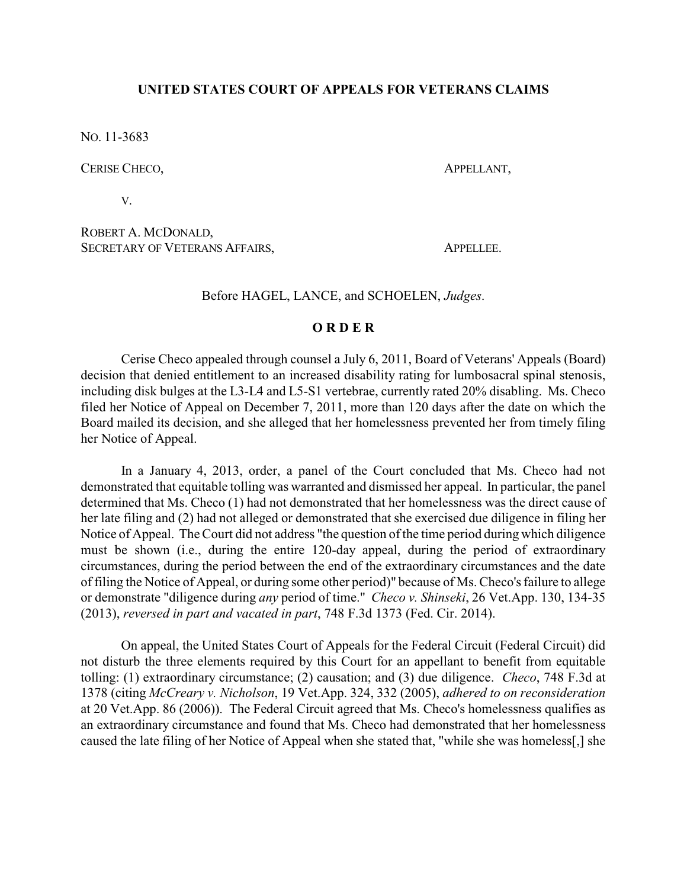**UNITED STATES COURT OF APPEALS FOR VETERANS CLAIMS**

NO. 11-3683

CERISE CHECO, APPELLANT,

V.

ROBERT A. MCDONALD,
SECRETARY OF VETERANS AFFAIRS, APPELLEE.

Before HAGEL, LANCE, and SCHOELEN, *Judges*.

**O R D E R**

Cerise Checo appealed through counsel a July 6, 2011, Board of Veterans' Appeals (Board) decision that denied entitlement to an increased disability rating for lumbosacral spinal stenosis, including disk bulges at the L3-L4 and L5-S1 vertebrae, currently rated 20% disabling. Ms. Checo filed her Notice of Appeal on December 7, 2011, more than 120 days after the date on which the Board mailed its decision, and she alleged that her homelessness prevented her from timely filing her Notice of Appeal.

In a January 4, 2013, order, a panel of the Court concluded that Ms. Checo had not demonstrated that equitable tolling was warranted and dismissed her appeal. In particular, the panel determined that Ms. Checo (1) had not demonstrated that her homelessness was the direct cause of her late filing and (2) had not alleged or demonstrated that she exercised due diligence in filing her Notice of Appeal. The Court did not address "the question of the time period during which diligence must be shown (i.e., during the entire 120-day appeal, during the period of extraordinary circumstances, during the period between the end of the extraordinary circumstances and the date of filing the Notice of Appeal, or during some other period)" because of Ms. Checo's failure to allege or demonstrate "diligence during *any* period of time." *Checo v. Shinseki*, 26 Vet.App. 130, 134-35 (2013), *reversed in part and vacated in part*, 748 F.3d 1373 (Fed. Cir. 2014).

On appeal, the United States Court of Appeals for the Federal Circuit (Federal Circuit) did not disturb the three elements required by this Court for an appellant to benefit from equitable tolling: (1) extraordinary circumstance; (2) causation; and (3) due diligence. *Checo*, 748 F.3d at 1378 (citing *McCreary v. Nicholson*, 19 Vet.App. 324, 332 (2005), *adhered to on reconsideration* at 20 Vet.App. 86 (2006)). The Federal Circuit agreed that Ms. Checo's homelessness qualifies as an extraordinary circumstance and found that Ms. Checo had demonstrated that her homelessness caused the late filing of her Notice of Appeal when she stated that, "while she was homeless[,] she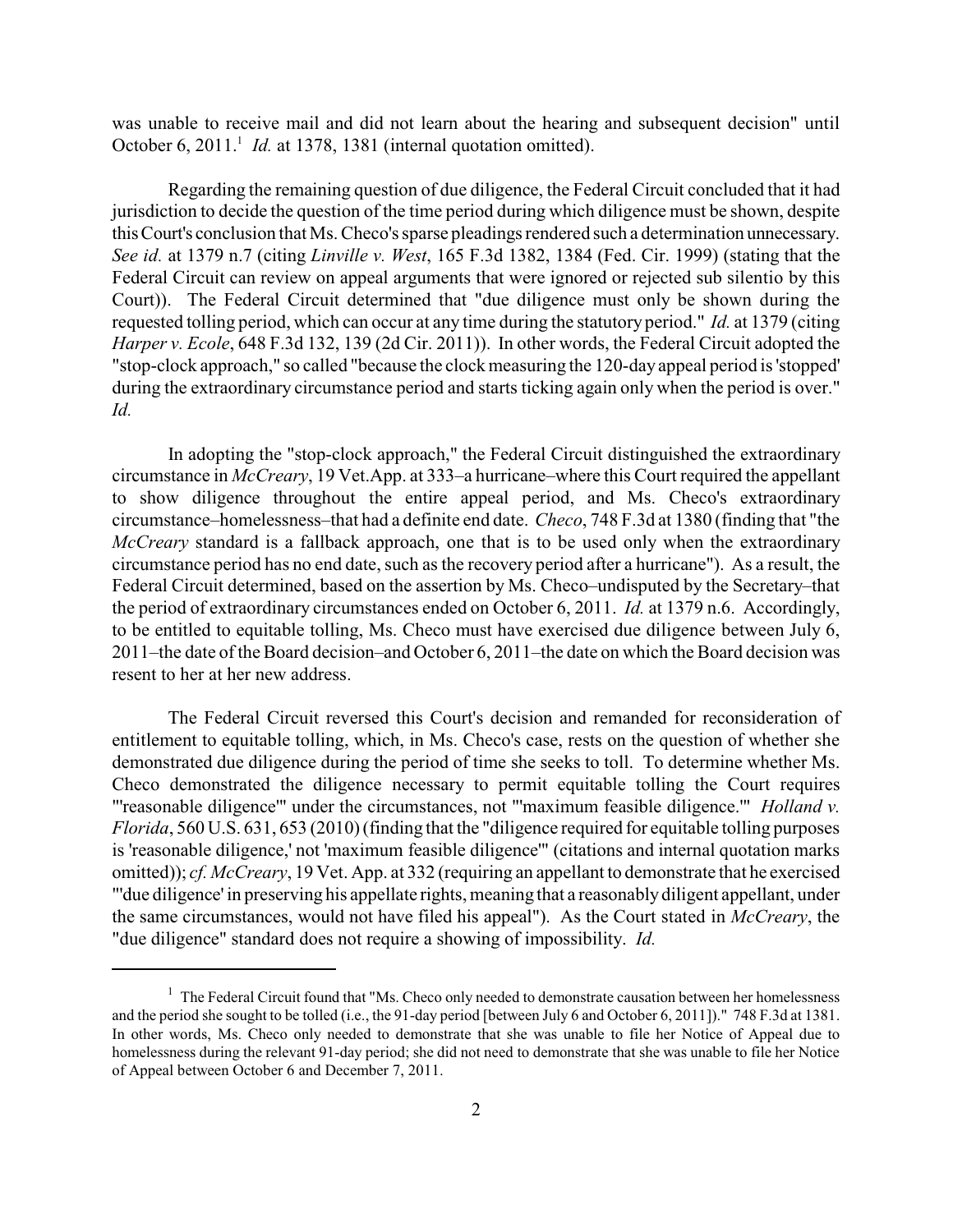was unable to receive mail and did not learn about the hearing and subsequent decision" until October 6, 2011.[1] *Id.* at 1378, 1381 (internal quotation omitted).

Regarding the remaining question of due diligence, the Federal Circuit concluded that it had jurisdiction to decide the question of the time period during which diligence must be shown, despite this Court's conclusion that Ms. Checo's sparse pleadings rendered such a determination unnecessary. *See id.* at 1379 n.7 (citing *Linville v. West*, 165 F.3d 1382, 1384 (Fed. Cir. 1999) (stating that the Federal Circuit can review on appeal arguments that were ignored or rejected sub silentio by this Court)). The Federal Circuit determined that "due diligence must only be shown during the requested tolling period, which can occur at any time during the statutory period." *Id.* at 1379 (citing *Harper v. Ecole*, 648 F.3d 132, 139 (2d Cir. 2011)). In other words, the Federal Circuit adopted the "stop-clock approach," so called "because the clock measuring the 120-day appeal period is 'stopped' during the extraordinary circumstance period and starts ticking again only when the period is over." *Id.*

In adopting the "stop-clock approach," the Federal Circuit distinguished the extraordinary circumstance in *McCreary*, 19 Vet.App. at 333–a hurricane–where this Court required the appellant to show diligence throughout the entire appeal period, and Ms. Checo's extraordinary circumstance–homelessness–that had a definite end date. *Checo*, 748 F.3d at 1380 (finding that "the *McCreary* standard is a fallback approach, one that is to be used only when the extraordinary circumstance period has no end date, such as the recovery period after a hurricane"). As a result, the Federal Circuit determined, based on the assertion by Ms. Checo–undisputed by the Secretary–that the period of extraordinary circumstances ended on October 6, 2011. *Id.* at 1379 n.6. Accordingly, to be entitled to equitable tolling, Ms. Checo must have exercised due diligence between July 6, 2011–the date of the Board decision–and October 6, 2011–the date on which the Board decision was resent to her at her new address.

The Federal Circuit reversed this Court's decision and remanded for reconsideration of entitlement to equitable tolling, which, in Ms. Checo's case, rests on the question of whether she demonstrated due diligence during the period of time she seeks to toll. To determine whether Ms. Checo demonstrated the diligence necessary to permit equitable tolling the Court requires "'reasonable diligence'" under the circumstances, not "'maximum feasible diligence.'" *Holland v. Florida*, 560 U.S. 631, 653 (2010) (finding that the "diligence required for equitable tolling purposes is 'reasonable diligence,' not 'maximum feasible diligence'" (citations and internal quotation marks omitted)); *cf. McCreary*, 19 Vet. App. at 332 (requiring an appellant to demonstrate that he exercised "'due diligence' in preserving his appellate rights, meaning that a reasonably diligent appellant, under the same circumstances, would not have filed his appeal"). As the Court stated in *McCreary*, the "due diligence" standard does not require a showing of impossibility. *Id.*

---

[1] The Federal Circuit found that "Ms. Checo only needed to demonstrate causation between her homelessness and the period she sought to be tolled (i.e., the 91-day period [between July 6 and October 6, 2011])." 748 F.3d at 1381. In other words, Ms. Checo only needed to demonstrate that she was unable to file her Notice of Appeal due to homelessness during the relevant 91-day period; she did not need to demonstrate that she was unable to file her Notice of Appeal between October 6 and December 7, 2011.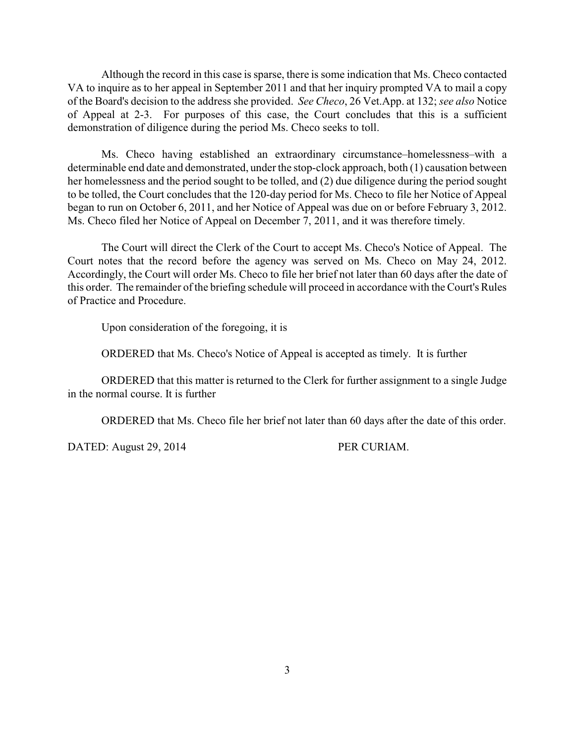Although the record in this case is sparse, there is some indication that Ms. Checo contacted VA to inquire as to her appeal in September 2011 and that her inquiry prompted VA to mail a copy of the Board's decision to the address she provided. *See Checo*, 26 Vet.App. at 132; *see also* Notice of Appeal at 2-3. For purposes of this case, the Court concludes that this is a sufficient demonstration of diligence during the period Ms. Checo seeks to toll.

Ms. Checo having established an extraordinary circumstance–homelessness–with a determinable end date and demonstrated, under the stop-clock approach, both (1) causation between her homelessness and the period sought to be tolled, and (2) due diligence during the period sought to be tolled, the Court concludes that the 120-day period for Ms. Checo to file her Notice of Appeal began to run on October 6, 2011, and her Notice of Appeal was due on or before February 3, 2012. Ms. Checo filed her Notice of Appeal on December 7, 2011, and it was therefore timely.

The Court will direct the Clerk of the Court to accept Ms. Checo's Notice of Appeal. The Court notes that the record before the agency was served on Ms. Checo on May 24, 2012. Accordingly, the Court will order Ms. Checo to file her brief not later than 60 days after the date of this order. The remainder of the briefing schedule will proceed in accordance with the Court's Rules of Practice and Procedure.

Upon consideration of the foregoing, it is

ORDERED that Ms. Checo's Notice of Appeal is accepted as timely. It is further

ORDERED that this matter is returned to the Clerk for further assignment to a single Judge in the normal course. It is further

ORDERED that Ms. Checo file her brief not later than 60 days after the date of this order.

DATED: August 29, 2014 PER CURIAM.